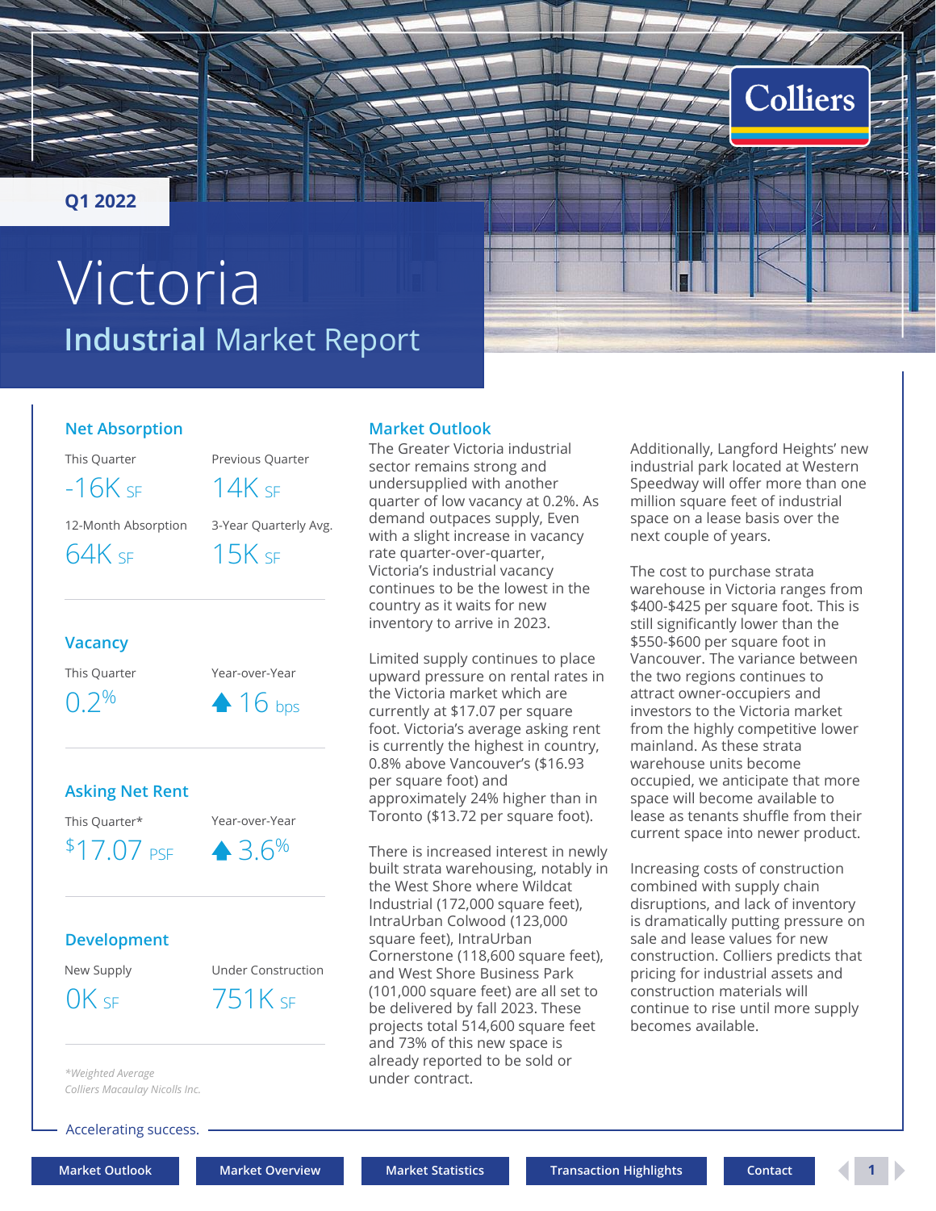Q1 2022

# Victoria

## Industrial Market Report

### Net Absorption

| This Quarter | Previous Quarter |
|---|---|
| -16K SF | 14K SF |

| 12-Month Absorption | 3-Year Quarterly Avg. |
|---|---|
| 64K SF | 15K SF |

### Vacancy

| This Quarter | Year-over-Year |
|---|---|
| 0.2% | ▲ 16 bps |

### Asking Net Rent

| This Quarter* | Year-over-Year |
|---|---|
| $17.07 PSF | ▲ 3.6% |

### Development

| New Supply | Under Construction |
|---|---|
| 0K SF | 751K SF |

*\*Weighted Average*

*Colliers Macaulay Nicolls Inc.*

## Market Outlook

The Greater Victoria industrial sector remains strong and undersupplied with another quarter of low vacancy at 0.2%. As demand outpaces supply, Even with a slight increase in vacancy rate quarter-over-quarter, Victoria's industrial vacancy continues to be the lowest in the country as it waits for new inventory to arrive in 2023.

Limited supply continues to place upward pressure on rental rates in the Victoria market which are currently at $17.07 per square foot. Victoria's average asking rent is currently the highest in country, 0.8% above Vancouver's ($16.93 per square foot) and approximately 24% higher than in Toronto ($13.72 per square foot).

There is increased interest in newly built strata warehousing, notably in the West Shore where Wildcat Industrial (172,000 square feet), IntraUrban Colwood (123,000 square feet), IntraUrban Cornerstone (118,600 square feet), and West Shore Business Park (101,000 square feet) are all set to be delivered by fall 2023. These projects total 514,600 square feet and 73% of this new space is already reported to be sold or under contract.

Additionally, Langford Heights' new industrial park located at Western Speedway will offer more than one million square feet of industrial space on a lease basis over the next couple of years.

The cost to purchase strata warehouse in Victoria ranges from $400-$425 per square foot. This is still significantly lower than the $550-$600 per square foot in Vancouver. The variance between the two regions continues to attract owner-occupiers and investors to the Victoria market from the highly competitive lower mainland. As these strata warehouse units become occupied, we anticipate that more space will become available to lease as tenants shuffle from their current space into newer product.

Increasing costs of construction combined with supply chain disruptions, and lack of inventory is dramatically putting pressure on sale and lease values for new construction. Colliers predicts that pricing for industrial assets and construction materials will continue to rise until more supply becomes available.

Accelerating success.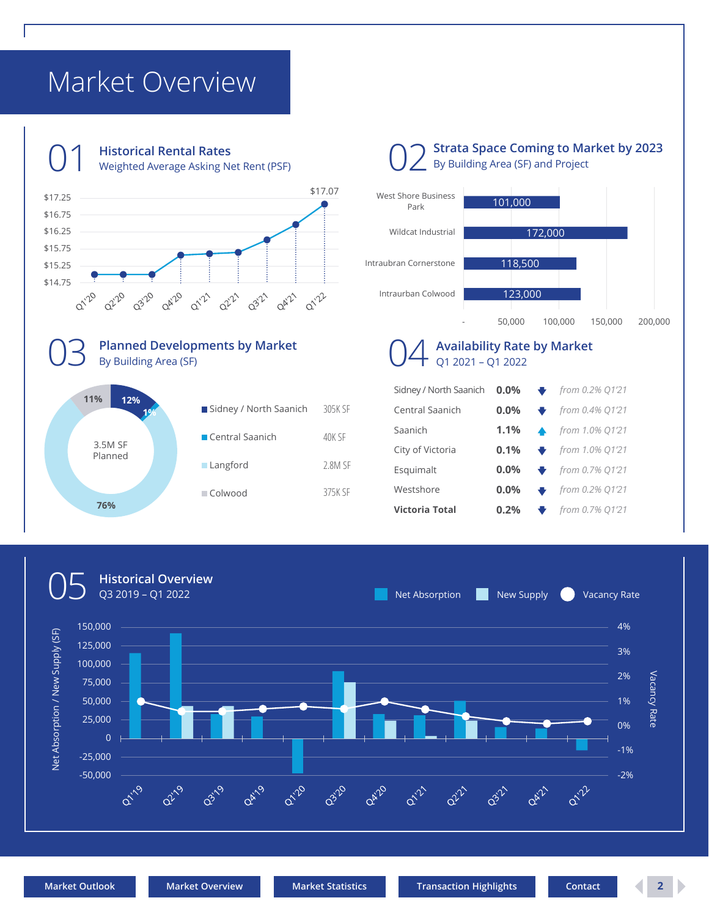# Market Overview

## 01 Historical Rental Rates
Weighted Average Asking Net Rent (PSF)

$17.07

Q1'20, Q2'20, Q3'20, Q4'20, Q1'21, Q2'21, Q3'21, Q4'21, Q1'22

## 02 Strata Space Coming to Market by 2023
By Building Area (SF) and Project

| Project | SF |
|---|---|
| West Shore Business Park | 101,000 |
| Wildcat Industrial | 172,000 |
| Intraubran Cornerstone | 118,500 |
| Intraurban Colwood | 123,000 |

## 03 Planned Developments by Market
By Building Area (SF)

3.5M SF Planned

| Market | SF | Share |
|---|---|---|
| Sidney / North Saanich | 305K SF | 12% |
| Central Saanich | 40K SF | 1% |
| Langford | 2.8M SF | 76% |
| Colwood | 375K SF | 11% |

## 04 Availability Rate by Market
Q1 2021 – Q1 2022

| Market | Rate | Change |
|---|---|---|
| Sidney / North Saanich | 0.0% | ↓ *from 0.2% Q1'21* |
| Central Saanich | 0.0% | ↓ *from 0.4% Q1'21* |
| Saanich | 1.1% | ↑ *from 1.0% Q1'21* |
| City of Victoria | 0.1% | ↓ *from 1.0% Q1'21* |
| Esquimalt | 0.0% | ↓ *from 0.7% Q1'21* |
| Westshore | 0.0% | ↓ *from 0.2% Q1'21* |
| **Victoria Total** | **0.2%** | ↓ *from 0.7% Q1'21* |

## 05 Historical Overview
Q3 2019 – Q1 2022

Net Absorption / New Supply / Vacancy Rate

Q1'19, Q2'19, Q3'19, Q4'19, Q1'20, Q3'20, Q4'20, Q1'21, Q2'21, Q3'21, Q4'21, Q1'22

Market Outlook | Market Overview | Market Statistics | Transaction Highlights | Contact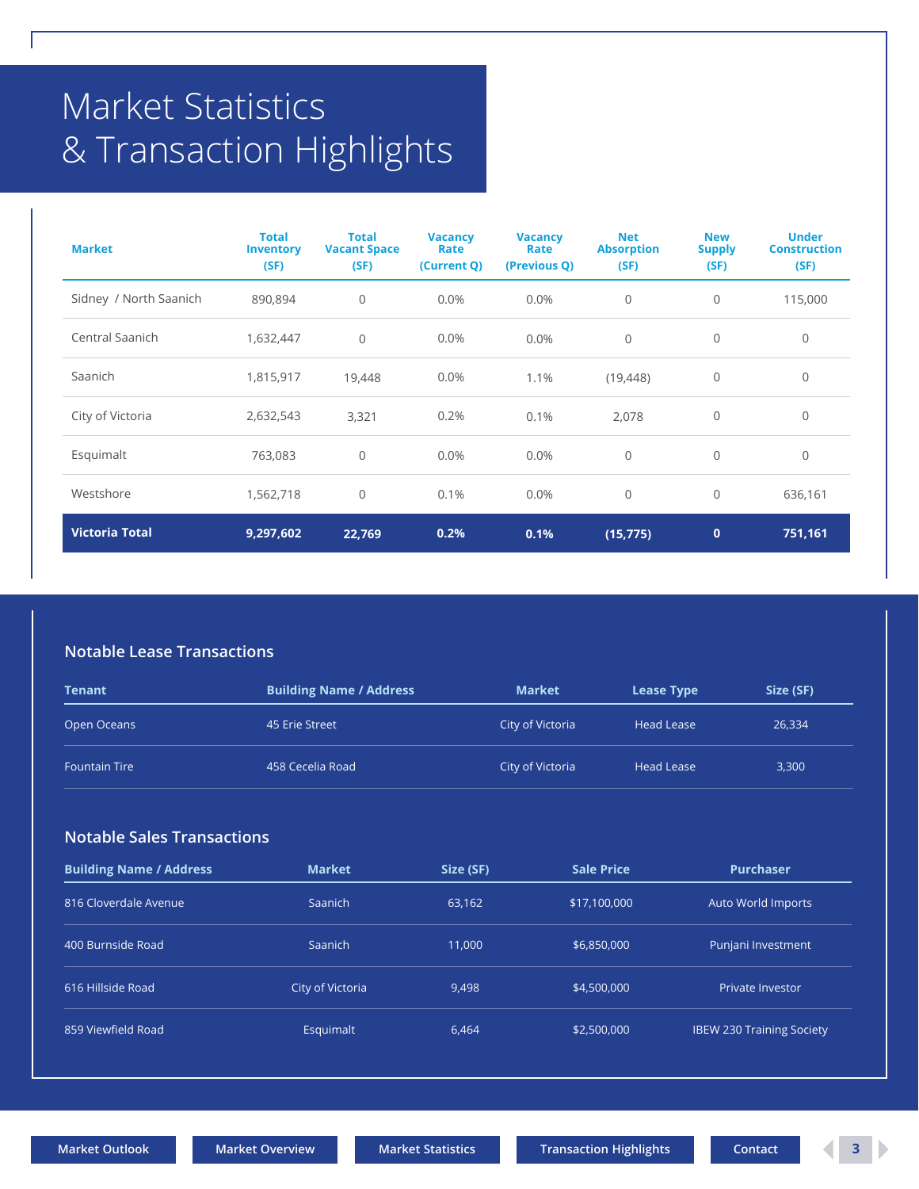# Market Statistics & Transaction Highlights

| Market | Total Inventory (SF) | Total Vacant Space (SF) | Vacancy Rate (Current Q) | Vacancy Rate (Previous Q) | Net Absorption (SF) | New Supply (SF) | Under Construction (SF) |
|---|---|---|---|---|---|---|---|
| Sidney / North Saanich | 890,894 | 0 | 0.0% | 0.0% | 0 | 0 | 115,000 |
| Central Saanich | 1,632,447 | 0 | 0.0% | 0.0% | 0 | 0 | 0 |
| Saanich | 1,815,917 | 19,448 | 0.0% | 1.1% | (19,448) | 0 | 0 |
| City of Victoria | 2,632,543 | 3,321 | 0.2% | 0.1% | 2,078 | 0 | 0 |
| Esquimalt | 763,083 | 0 | 0.0% | 0.0% | 0 | 0 | 0 |
| Westshore | 1,562,718 | 0 | 0.1% | 0.0% | 0 | 0 | 636,161 |
| **Victoria Total** | **9,297,602** | **22,769** | **0.2%** | **0.1%** | **(15,775)** | **0** | **751,161** |

## Notable Lease Transactions

| Tenant | Building Name / Address | Market | Lease Type | Size (SF) |
|---|---|---|---|---|
| Open Oceans | 45 Erie Street | City of Victoria | Head Lease | 26,334 |
| Fountain Tire | 458 Cecelia Road | City of Victoria | Head Lease | 3,300 |

## Notable Sales Transactions

| Building Name / Address | Market | Size (SF) | Sale Price | Purchaser |
|---|---|---|---|---|
| 816 Cloverdale Avenue | Saanich | 63,162 | $17,100,000 | Auto World Imports |
| 400 Burnside Road | Saanich | 11,000 | $6,850,000 | Punjani Investment |
| 616 Hillside Road | City of Victoria | 9,498 | $4,500,000 | Private Investor |
| 859 Viewfield Road | Esquimalt | 6,464 | $2,500,000 | IBEW 230 Training Society |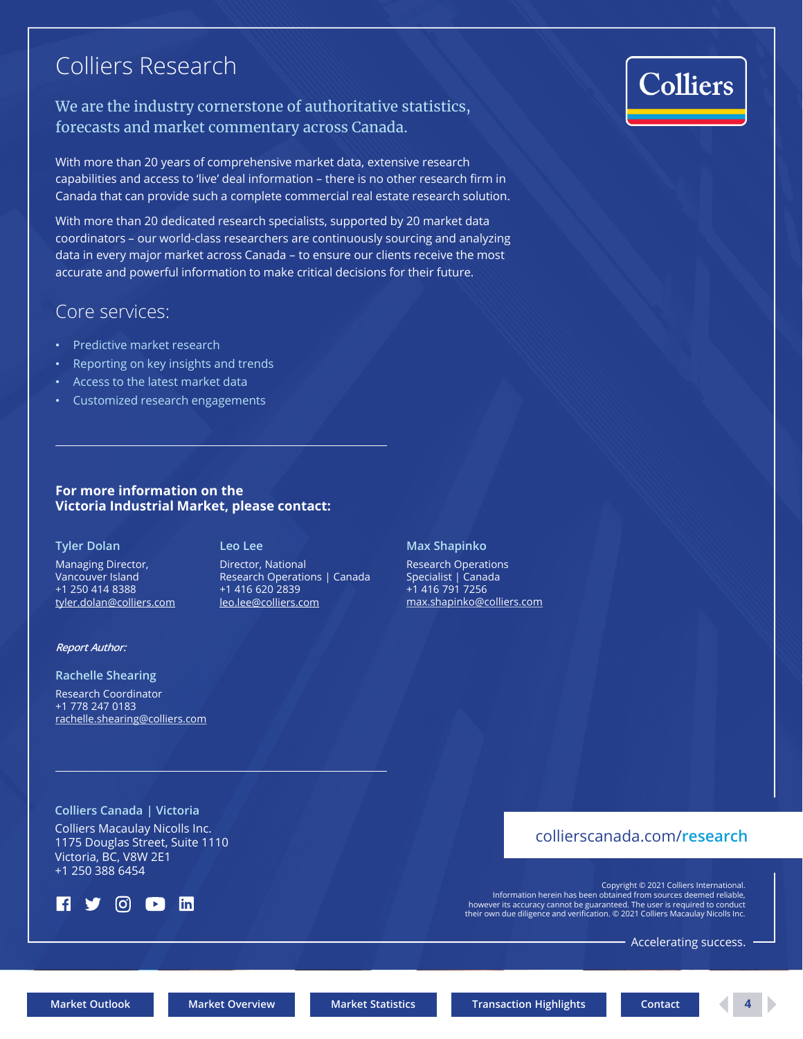# Colliers Research

## We are the industry cornerstone of authoritative statistics, forecasts and market commentary across Canada.

With more than 20 years of comprehensive market data, extensive research capabilities and access to 'live' deal information – there is no other research firm in Canada that can provide such a complete commercial real estate research solution.

With more than 20 dedicated research specialists, supported by 20 market data coordinators – our world-class researchers are continuously sourcing and analyzing data in every major market across Canada – to ensure our clients receive the most accurate and powerful information to make critical decisions for their future.

## Core services:

- Predictive market research
- Reporting on key insights and trends
- Access to the latest market data
- Customized research engagements

**For more information on the Victoria Industrial Market, please contact:**

**Tyler Dolan**
Managing Director,
Vancouver Island
+1 250 414 8388
tyler.dolan@colliers.com

**Leo Lee**
Director, National
Research Operations | Canada
+1 416 620 2839
leo.lee@colliers.com

**Max Shapinko**
Research Operations
Specialist | Canada
+1 416 791 7256
max.shapinko@colliers.com

*Report Author:*

**Rachelle Shearing**
Research Coordinator
+1 778 247 0183
rachelle.shearing@colliers.com

**Colliers Canada | Victoria**
Colliers Macaulay Nicolls Inc.
1175 Douglas Street, Suite 1110
Victoria, BC, V8W 2E1
+1 250 388 6454

collierscanada.com/research

Copyright © 2021 Colliers International.
Information herein has been obtained from sources deemed reliable, however its accuracy cannot be guaranteed. The user is required to conduct their own due diligence and verification. © 2021 Colliers Macaulay Nicolls Inc.

Accelerating success.